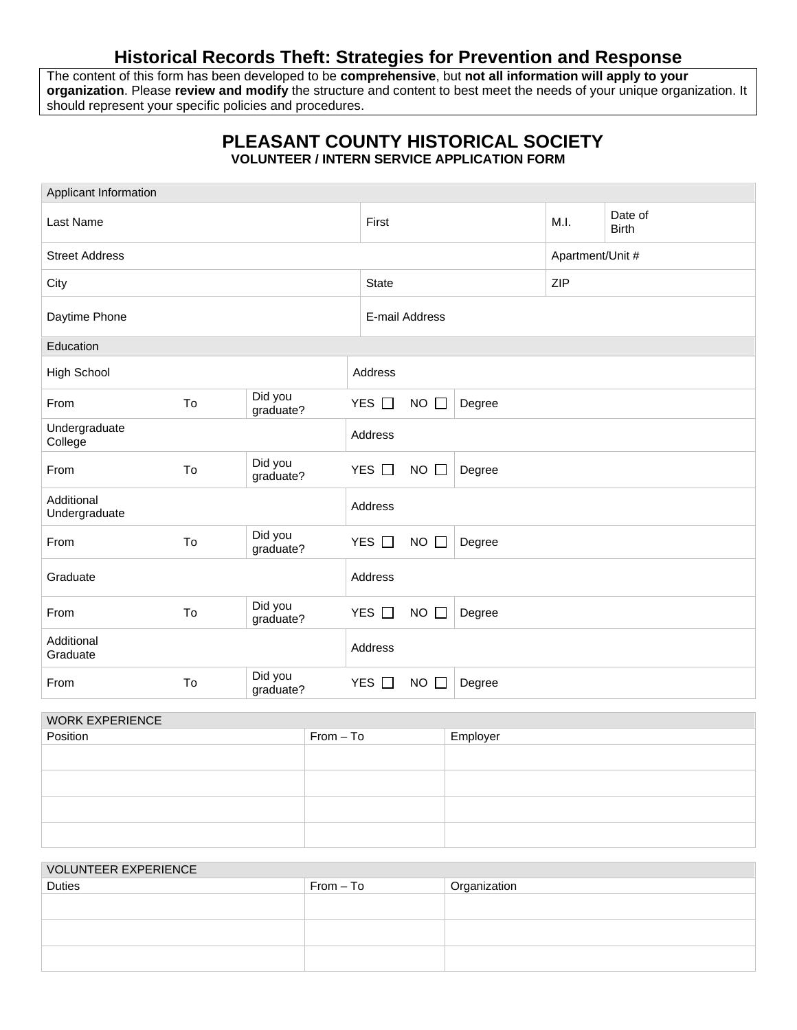# Historical Records Theft: Strategies for Prevention and Response

The content of this form has been developed to be **comprehensive**, but **not all information will apply to your organization**. Please **review and modify** the structure and content to best meet the needs of your unique organization. It should represent your specific policies and procedures.

## PLEASANT COUNTY HISTORICAL SOCIETY

### VOLUNTEER / INTERN SERVICE APPLICATION FORM

| Applicant Information | | | |
|---|---|---|---|
| Last Name | First | M.I. | Date of Birth |
| Street Address | | Apartment/Unit # | |
| City | State | ZIP | |
| Daytime Phone | E-mail Address | | |

| Education | | | | |
|---|---|---|---|---|
| High School | | | Address | |
| From | To | Did you graduate? | YES ☐ NO ☐ | Degree |
| Undergraduate College | | | Address | |
| From | To | Did you graduate? | YES ☐ NO ☐ | Degree |
| Additional Undergraduate | | | Address | |
| From | To | Did you graduate? | YES ☐ NO ☐ | Degree |
| Graduate | | | Address | |
| From | To | Did you graduate? | YES ☐ NO ☐ | Degree |
| Additional Graduate | | | Address | |
| From | To | Did you graduate? | YES ☐ NO ☐ | Degree |

| WORK EXPERIENCE | | |
|---|---|---|
| Position | From – To | Employer |
| | | |
| | | |
| | | |
| | | |

| VOLUNTEER EXPERIENCE | | |
|---|---|---|
| Duties | From – To | Organization |
| | | |
| | | |
| | | |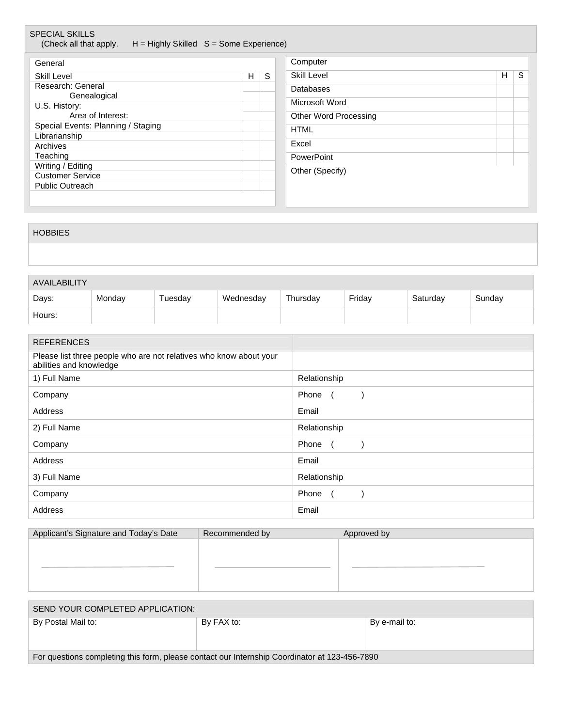## SPECIAL SKILLS

(Check all that apply. H = Highly Skilled S = Some Experience)

| General | | |
|---|---|---|
| Skill Level | H | S |
| Research: General | | |
| Genealogical | | |
| U.S. History: | | |
| Area of Interest: | | |
| Special Events: Planning / Staging | | |
| Librarianship | | |
| Archives | | |
| Teaching | | |
| Writing / Editing | | |
| Customer Service | | |
| Public Outreach | | |

| Computer | | |
|---|---|---|
| Skill Level | H | S |
| Databases | | |
| Microsoft Word | | |
| Other Word Processing | | |
| HTML | | |
| Excel | | |
| PowerPoint | | |
| Other (Specify) | | |

## HOBBIES

## AVAILABILITY

| Days: | Monday | Tuesday | Wednesday | Thursday | Friday | Saturday | Sunday |
|---|---|---|---|---|---|---|---|
| Hours: | | | | | | | |

## REFERENCES

| Please list three people who are not relatives who know about your abilities and knowledge | |
|---|---|
| 1) Full Name | Relationship |
| Company | Phone ( ) |
| Address | Email |
| 2) Full Name | Relationship |
| Company | Phone ( ) |
| Address | Email |
| 3) Full Name | Relationship |
| Company | Phone ( ) |
| Address | Email |

| Applicant's Signature and Today's Date | Recommended by | Approved by |
|---|---|---|
| ______________________ | ______________________ | ______________________ |

## SEND YOUR COMPLETED APPLICATION:

| By Postal Mail to: | By FAX to: | By e-mail to: |
|---|---|---|
| | | |

For questions completing this form, please contact our Internship Coordinator at 123-456-7890